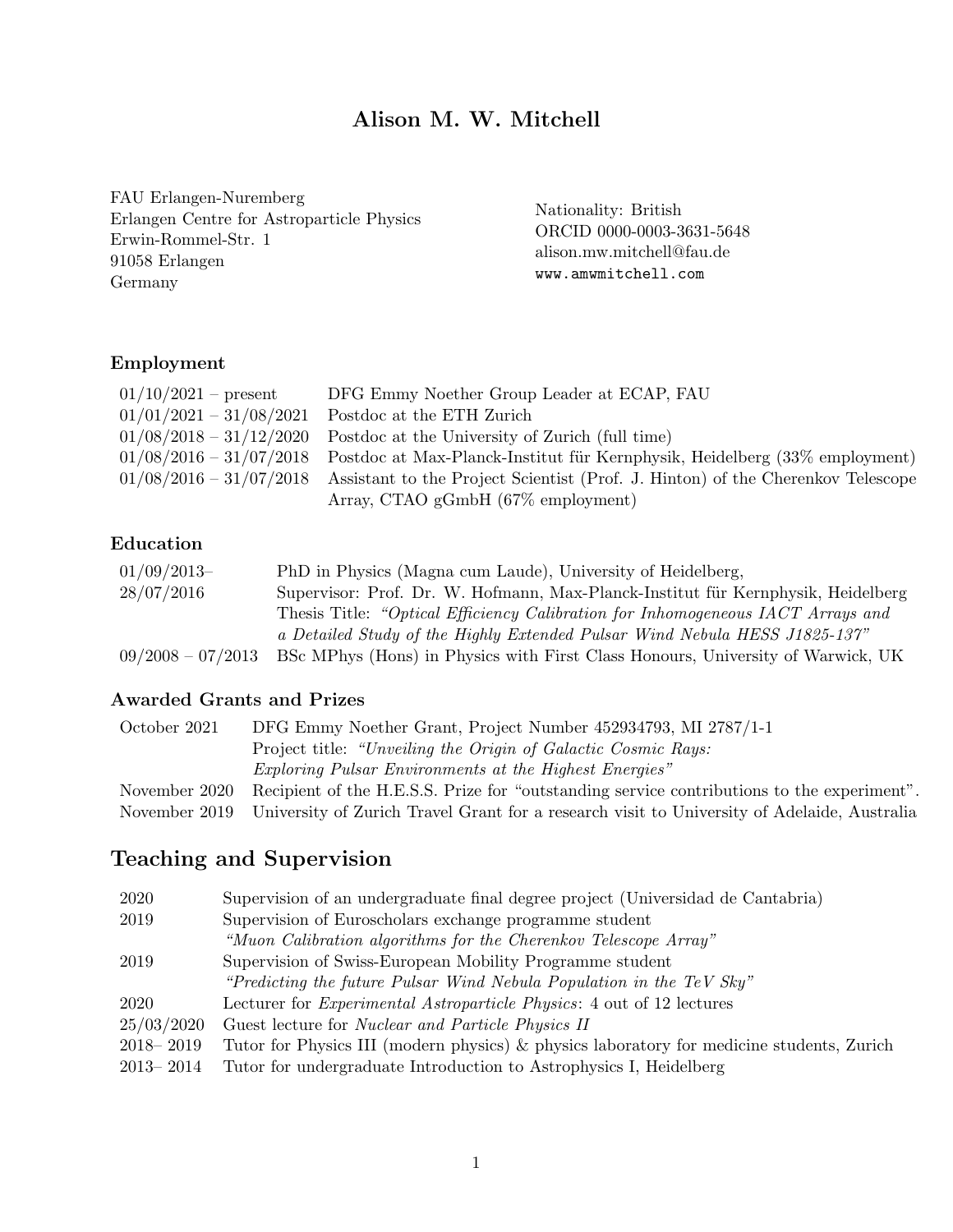# Alison M. W. Mitchell

FAU Erlangen-Nuremberg
Erlangen Centre for Astroparticle Physics
Erwin-Rommel-Str. 1
91058 Erlangen
Germany

Nationality: British
ORCID 0000-0003-3631-5648
alison.mw.mitchell@fau.de
www.amwmitchell.com

### Employment

| | |
|---|---|
| 01/10/2021 – present | DFG Emmy Noether Group Leader at ECAP, FAU |
| 01/01/2021 – 31/08/2021 | Postdoc at the ETH Zurich |
| 01/08/2018 – 31/12/2020 | Postdoc at the University of Zurich (full time) |
| 01/08/2016 – 31/07/2018 | Postdoc at Max-Planck-Institut für Kernphysik, Heidelberg (33% employment) |
| 01/08/2016 – 31/07/2018 | Assistant to the Project Scientist (Prof. J. Hinton) of the Cherenkov Telescope Array, CTAO gGmbH (67% employment) |

### Education

| | |
|---|---|
| 01/09/2013– 28/07/2016 | PhD in Physics (Magna cum Laude), University of Heidelberg, Supervisor: Prof. Dr. W. Hofmann, Max-Planck-Institut für Kernphysik, Heidelberg Thesis Title: *"Optical Efficiency Calibration for Inhomogeneous IACT Arrays and a Detailed Study of the Highly Extended Pulsar Wind Nebula HESS J1825-137"* |
| 09/2008 – 07/2013 | BSc MPhys (Hons) in Physics with First Class Honours, University of Warwick, UK |

### Awarded Grants and Prizes

| | |
|---|---|
| October 2021 | DFG Emmy Noether Grant, Project Number 452934793, MI 2787/1-1 Project title: *"Unveiling the Origin of Galactic Cosmic Rays: Exploring Pulsar Environments at the Highest Energies"* |
| November 2020 | Recipient of the H.E.S.S. Prize for "outstanding service contributions to the experiment". |
| November 2019 | University of Zurich Travel Grant for a research visit to University of Adelaide, Australia |

## Teaching and Supervision

| | |
|---|---|
| 2020 | Supervision of an undergraduate final degree project (Universidad de Cantabria) |
| 2019 | Supervision of Euroscholars exchange programme student *"Muon Calibration algorithms for the Cherenkov Telescope Array"* |
| 2019 | Supervision of Swiss-European Mobility Programme student *"Predicting the future Pulsar Wind Nebula Population in the TeV Sky"* |
| 2020 | Lecturer for *Experimental Astroparticle Physics*: 4 out of 12 lectures |
| 25/03/2020 | Guest lecture for *Nuclear and Particle Physics II* |
| 2018– 2019 | Tutor for Physics III (modern physics) & physics laboratory for medicine students, Zurich |
| 2013– 2014 | Tutor for undergraduate Introduction to Astrophysics I, Heidelberg |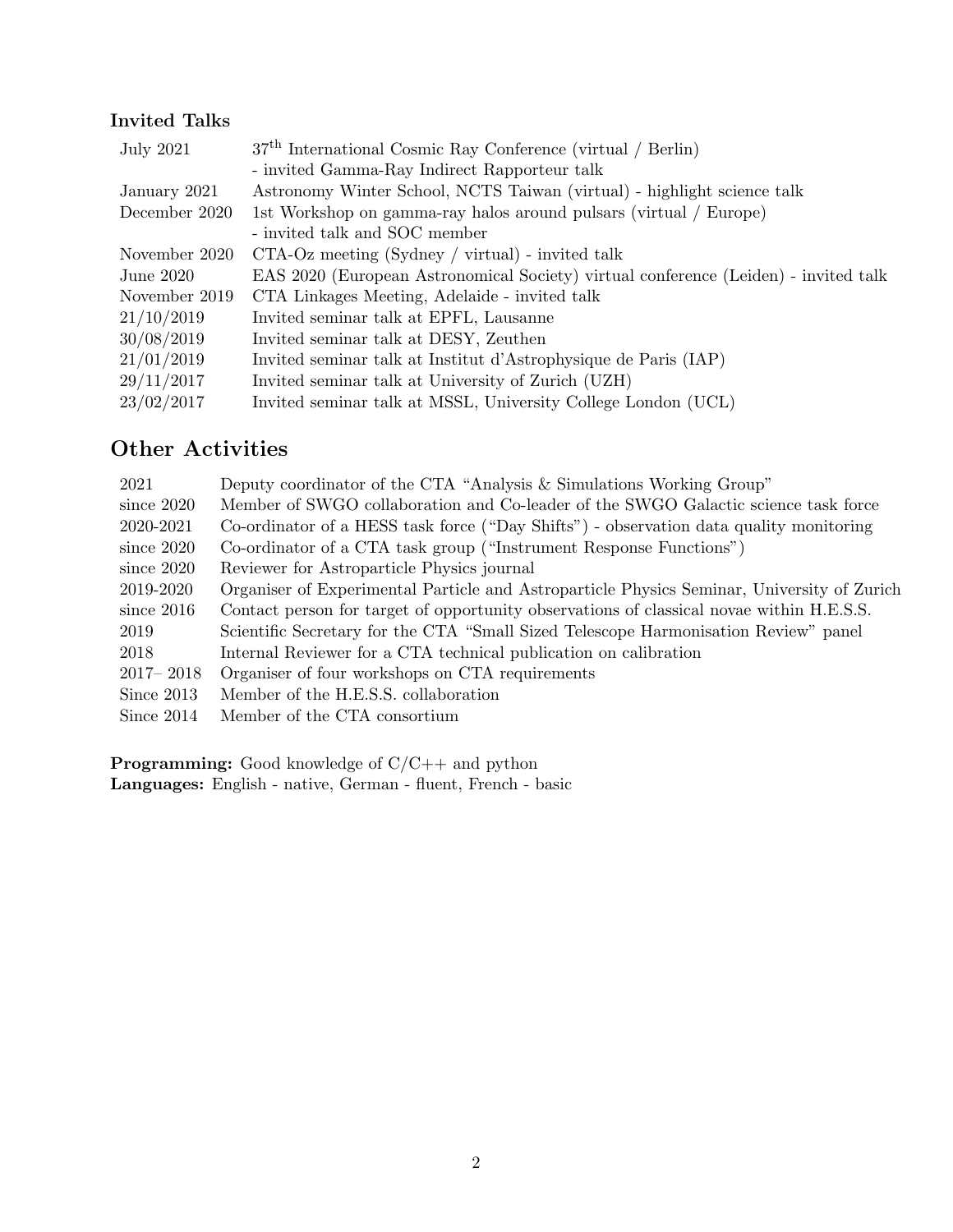### Invited Talks

| | |
|---|---|
| July 2021 | $37^{\text{th}}$ International Cosmic Ray Conference (virtual / Berlin) - invited Gamma-Ray Indirect Rapporteur talk |
| January 2021 | Astronomy Winter School, NCTS Taiwan (virtual) - highlight science talk |
| December 2020 | 1st Workshop on gamma-ray halos around pulsars (virtual / Europe) - invited talk and SOC member |
| November 2020 | CTA-Oz meeting (Sydney / virtual) - invited talk |
| June 2020 | EAS 2020 (European Astronomical Society) virtual conference (Leiden) - invited talk |
| November 2019 | CTA Linkages Meeting, Adelaide - invited talk |
| 21/10/2019 | Invited seminar talk at EPFL, Lausanne |
| 30/08/2019 | Invited seminar talk at DESY, Zeuthen |
| 21/01/2019 | Invited seminar talk at Institut d'Astrophysique de Paris (IAP) |
| 29/11/2017 | Invited seminar talk at University of Zurich (UZH) |
| 23/02/2017 | Invited seminar talk at MSSL, University College London (UCL) |

## Other Activities

| | |
|---|---|
| 2021 | Deputy coordinator of the CTA "Analysis & Simulations Working Group" |
| since 2020 | Member of SWGO collaboration and Co-leader of the SWGO Galactic science task force |
| 2020-2021 | Co-ordinator of a HESS task force ("Day Shifts") - observation data quality monitoring |
| since 2020 | Co-ordinator of a CTA task group ("Instrument Response Functions") |
| since 2020 | Reviewer for Astroparticle Physics journal |
| 2019-2020 | Organiser of Experimental Particle and Astroparticle Physics Seminar, University of Zurich |
| since 2016 | Contact person for target of opportunity observations of classical novae within H.E.S.S. |
| 2019 | Scientific Secretary for the CTA "Small Sized Telescope Harmonisation Review" panel |
| 2018 | Internal Reviewer for a CTA technical publication on calibration |
| 2017– 2018 | Organiser of four workshops on CTA requirements |
| Since 2013 | Member of the H.E.S.S. collaboration |
| Since 2014 | Member of the CTA consortium |

**Programming:** Good knowledge of C/C++ and python
**Languages:** English - native, German - fluent, French - basic